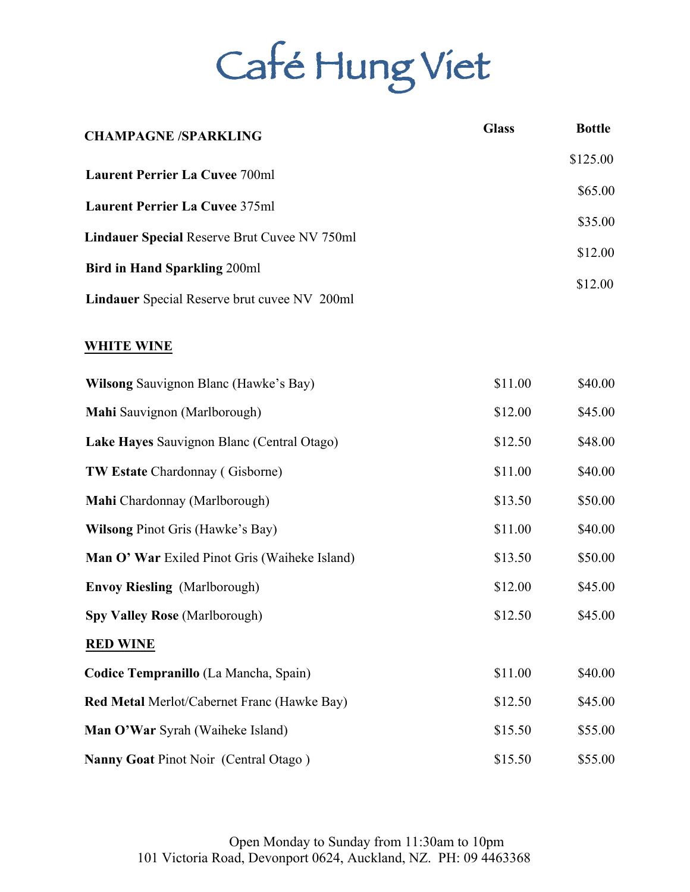# Café Hung Viet

| CHAMPAGNE /SPARKLING | Glass | Bottle |
|---|---|---|
| **Laurent Perrier La Cuvee** 700ml | | $125.00 |
| **Laurent Perrier La Cuvee** 375ml | | $65.00 |
| **Lindauer Special** Reserve Brut Cuvee NV 750ml | | $35.00 |
| **Bird in Hand Sparkling** 200ml | | $12.00 |
| **Lindauer** Special Reserve brut cuvee NV 200ml | | $12.00 |

## WHITE WINE

| | Glass | Bottle |
|---|---|---|
| **Wilsong** Sauvignon Blanc (Hawke's Bay) | $11.00 | $40.00 |
| **Mahi** Sauvignon (Marlborough) | $12.00 | $45.00 |
| **Lake Hayes** Sauvignon Blanc (Central Otago) | $12.50 | $48.00 |
| **TW Estate** Chardonnay ( Gisborne) | $11.00 | $40.00 |
| **Mahi** Chardonnay (Marlborough) | $13.50 | $50.00 |
| **Wilsong** Pinot Gris (Hawke's Bay) | $11.00 | $40.00 |
| **Man O' War** Exiled Pinot Gris (Waiheke Island) | $13.50 | $50.00 |
| **Envoy Riesling** (Marlborough) | $12.00 | $45.00 |
| **Spy Valley Rose** (Marlborough) | $12.50 | $45.00 |

## RED WINE

| | Glass | Bottle |
|---|---|---|
| **Codice Tempranillo** (La Mancha, Spain) | $11.00 | $40.00 |
| **Red Metal** Merlot/Cabernet Franc (Hawke Bay) | $12.50 | $45.00 |
| **Man O'War** Syrah (Waiheke Island) | $15.50 | $55.00 |
| **Nanny Goat** Pinot Noir (Central Otago ) | $15.50 | $55.00 |

Open Monday to Sunday from 11:30am to 10pm
101 Victoria Road, Devonport 0624, Auckland, NZ. PH: 09 4463368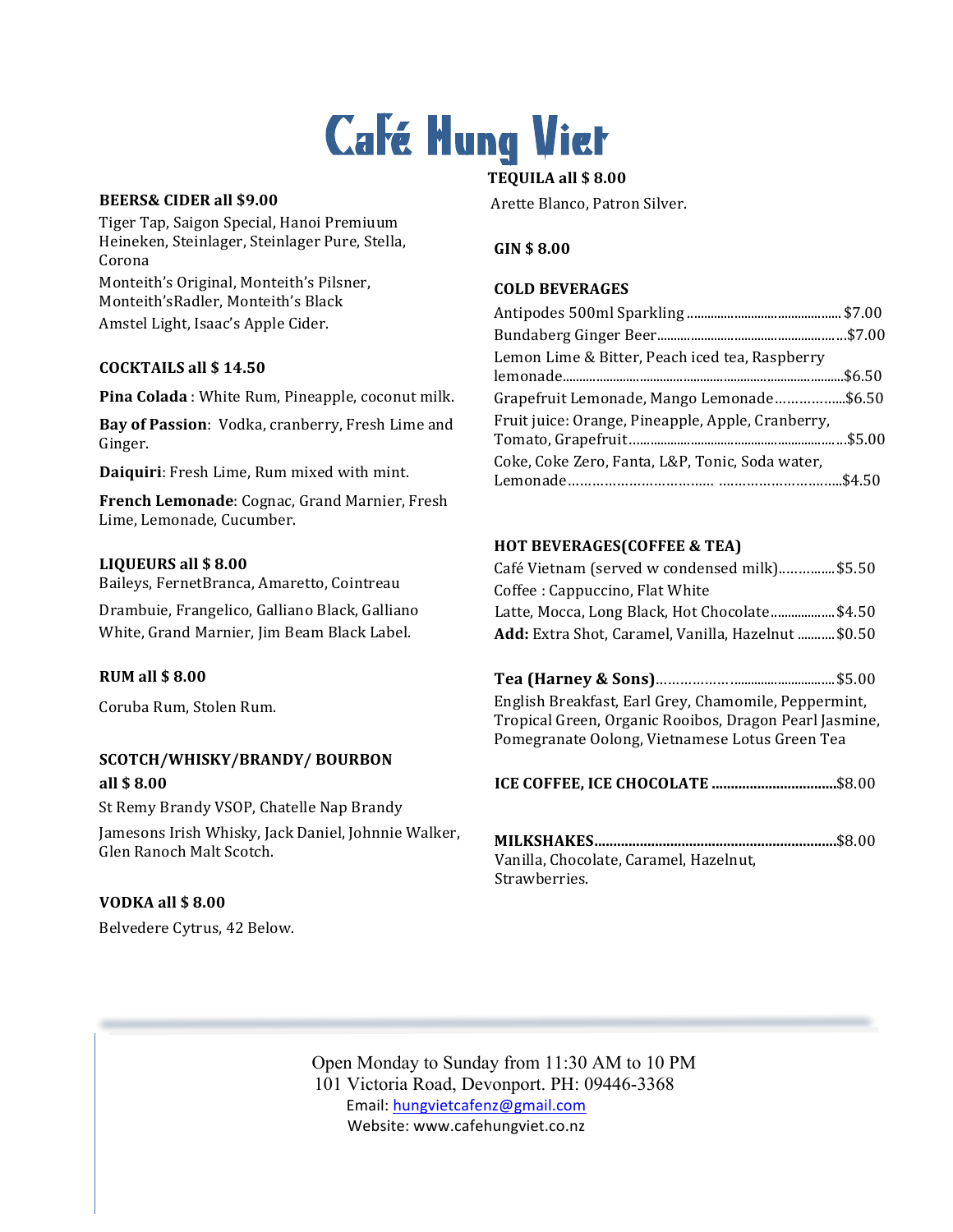# Café Hung Viet

**BEERS& CIDER all $9.00**

Tiger Tap, Saigon Special, Hanoi Premiuum
Heineken, Steinlager, Steinlager Pure, Stella, Corona

Monteith's Original, Monteith's Pilsner, Monteith'sRadler, Monteith's Black

Amstel Light, Isaac's Apple Cider.

**COCKTAILS all $ 14.50**

**Pina Colada** : White Rum, Pineapple, coconut milk.

**Bay of Passion**: Vodka, cranberry, Fresh Lime and Ginger.

**Daiquiri**: Fresh Lime, Rum mixed with mint.

**French Lemonade**: Cognac, Grand Marnier, Fresh Lime, Lemonade, Cucumber.

**LIQUEURS all $ 8.00**

Baileys, FernetBranca, Amaretto, Cointreau

Drambuie, Frangelico, Galliano Black, Galliano White, Grand Marnier, Jim Beam Black Label.

**RUM all $ 8.00**

Coruba Rum, Stolen Rum.

**SCOTCH/WHISKY/BRANDY/ BOURBON all $ 8.00**

St Remy Brandy VSOP, Chatelle Nap Brandy

Jamesons Irish Whisky, Jack Daniel, Johnnie Walker, Glen Ranoch Malt Scotch.

**VODKA all $ 8.00**

Belvedere Cytrus, 42 Below.

**TEQUILA all $ 8.00**

Arette Blanco, Patron Silver.

**GIN $ 8.00**

**COLD BEVERAGES**

Antipodes 500ml Sparkling ........................................ $7.00

Bundaberg Ginger Beer........................................ $7.00

Lemon Lime & Bitter, Peach iced tea, Raspberry lemonade........................................ $6.50

Grapefruit Lemonade, Mango Lemonade........................................ $6.50

Fruit juice: Orange, Pineapple, Apple, Cranberry, Tomato, Grapefruit........................................ $5.00

Coke, Coke Zero, Fanta, L&P, Tonic, Soda water, Lemonade........................................ $4.50

**HOT BEVERAGES(COFFEE & TEA)**

Café Vietnam (served w condensed milk)............... $5.50

Coffee : Cappuccino, Flat White
Latte, Mocca, Long Black, Hot Chocolate.................. $4.50

**Add:** Extra Shot, Caramel, Vanilla, Hazelnut .......... $0.50

**Tea (Harney & Sons)**........................................ $5.00

English Breakfast, Earl Grey, Chamomile, Peppermint, Tropical Green, Organic Rooibos, Dragon Pearl Jasmine, Pomegranate Oolong, Vietnamese Lotus Green Tea

**ICE COFFEE, ICE CHOCOLATE** ................................ $8.00

**MILKSHAKES**........................................ $8.00

Vanilla, Chocolate, Caramel, Hazelnut, Strawberries.

---

Open Monday to Sunday from 11:30 AM to 10 PM
101 Victoria Road, Devonport. PH: 09446-3368
Email: hungvietcafenz@gmail.com
Website: www.cafehungviet.co.nz